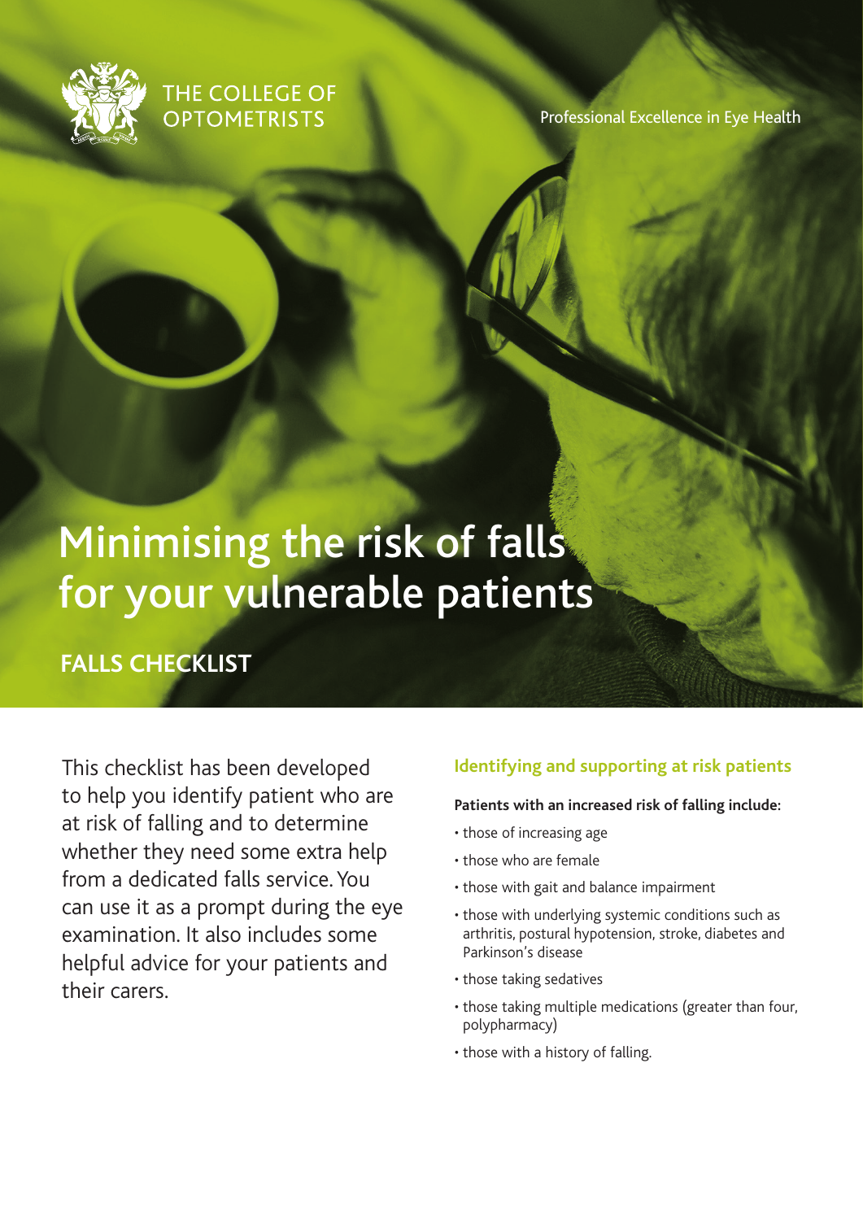THE COLLEGE OF OPTOMETRISTS

Professional Excellence in Eye Health

# Minimising the risk of falls for your vulnerable patients

## FALLS CHECKLIST

This checklist has been developed to help you identify patient who are at risk of falling and to determine whether they need some extra help from a dedicated falls service. You can use it as a prompt during the eye examination. It also includes some helpful advice for your patients and their carers.

### Identifying and supporting at risk patients

**Patients with an increased risk of falling include:**

- those of increasing age
- those who are female
- those with gait and balance impairment
- those with underlying systemic conditions such as arthritis, postural hypotension, stroke, diabetes and Parkinson's disease
- those taking sedatives
- those taking multiple medications (greater than four, polypharmacy)
- those with a history of falling.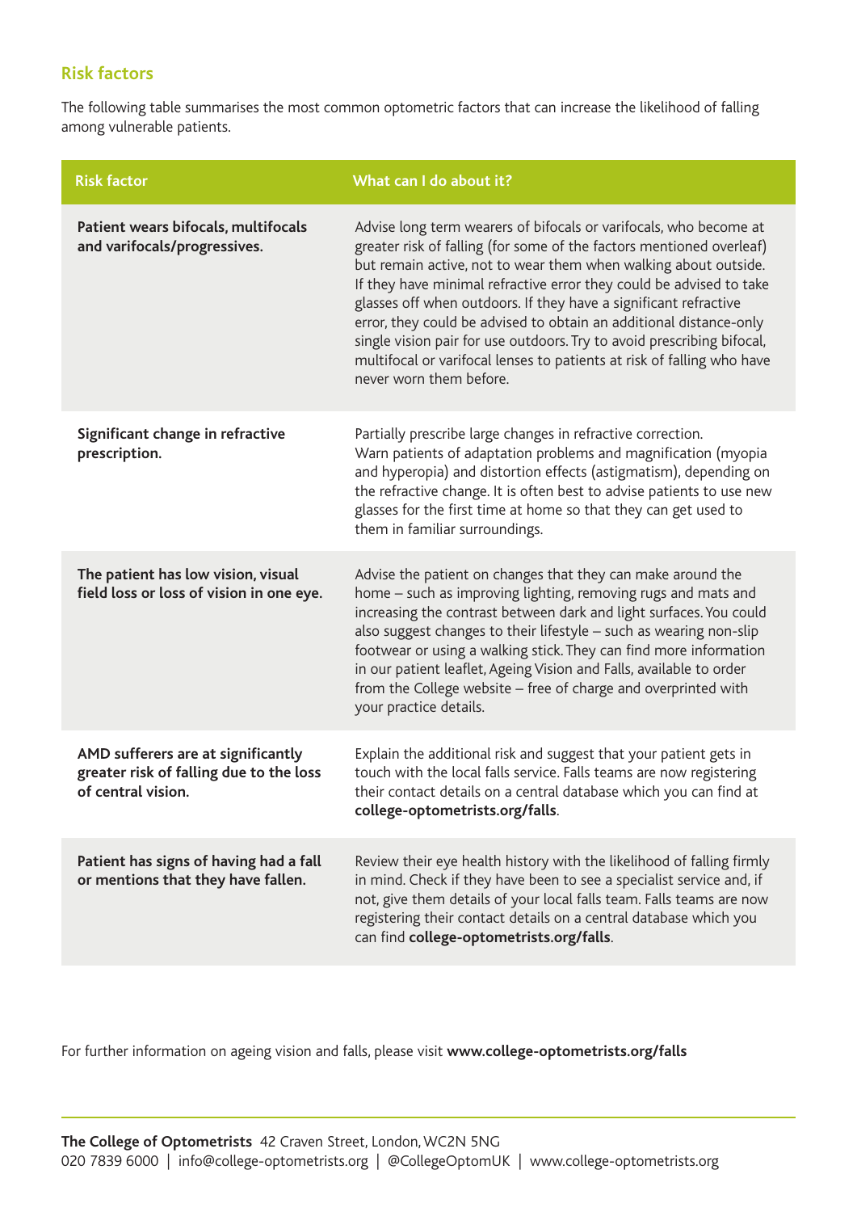## Risk factors

The following table summarises the most common optometric factors that can increase the likelihood of falling among vulnerable patients.

| Risk factor | What can I do about it? |
|---|---|
| **Patient wears bifocals, multifocals and varifocals/progressives.** | Advise long term wearers of bifocals or varifocals, who become at greater risk of falling (for some of the factors mentioned overleaf) but remain active, not to wear them when walking about outside. If they have minimal refractive error they could be advised to take glasses off when outdoors. If they have a significant refractive error, they could be advised to obtain an additional distance-only single vision pair for use outdoors. Try to avoid prescribing bifocal, multifocal or varifocal lenses to patients at risk of falling who have never worn them before. |
| **Significant change in refractive prescription.** | Partially prescribe large changes in refractive correction. Warn patients of adaptation problems and magnification (myopia and hyperopia) and distortion effects (astigmatism), depending on the refractive change. It is often best to advise patients to use new glasses for the first time at home so that they can get used to them in familiar surroundings. |
| **The patient has low vision, visual field loss or loss of vision in one eye.** | Advise the patient on changes that they can make around the home – such as improving lighting, removing rugs and mats and increasing the contrast between dark and light surfaces. You could also suggest changes to their lifestyle – such as wearing non-slip footwear or using a walking stick. They can find more information in our patient leaflet, Ageing Vision and Falls, available to order from the College website – free of charge and overprinted with your practice details. |
| **AMD sufferers are at significantly greater risk of falling due to the loss of central vision.** | Explain the additional risk and suggest that your patient gets in touch with the local falls service. Falls teams are now registering their contact details on a central database which you can find at **college-optometrists.org/falls**. |
| **Patient has signs of having had a fall or mentions that they have fallen.** | Review their eye health history with the likelihood of falling firmly in mind. Check if they have been to see a specialist service and, if not, give them details of your local falls team. Falls teams are now registering their contact details on a central database which you can find **college-optometrists.org/falls**. |

For further information on ageing vision and falls, please visit **www.college-optometrists.org/falls**

**The College of Optometrists** 42 Craven Street, London, WC2N 5NG
020 7839 6000 | info@college-optometrists.org | @CollegeOptomUK | www.college-optometrists.org